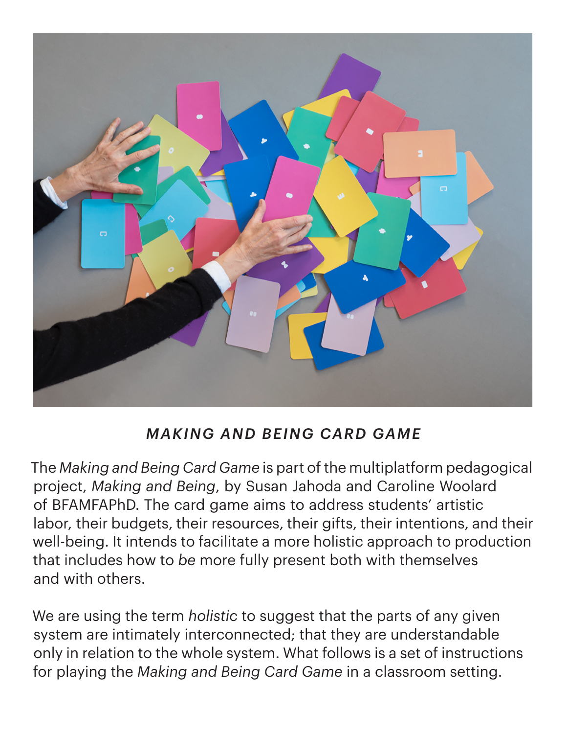## *MAKING AND BEING CARD GAME*

The *Making and Being Card Game* is part of the multiplatform pedagogical project, *Making and Being*, by Susan Jahoda and Caroline Woolard of BFAMFAPhD. The card game aims to address students' artistic labor, their budgets, their resources, their gifts, their intentions, and their well-being. It intends to facilitate a more holistic approach to production that includes how to *be* more fully present both with themselves and with others.

We are using the term *holistic* to suggest that the parts of any given system are intimately interconnected; that they are understandable only in relation to the whole system. What follows is a set of instructions for playing the *Making and Being Card Game* in a classroom setting.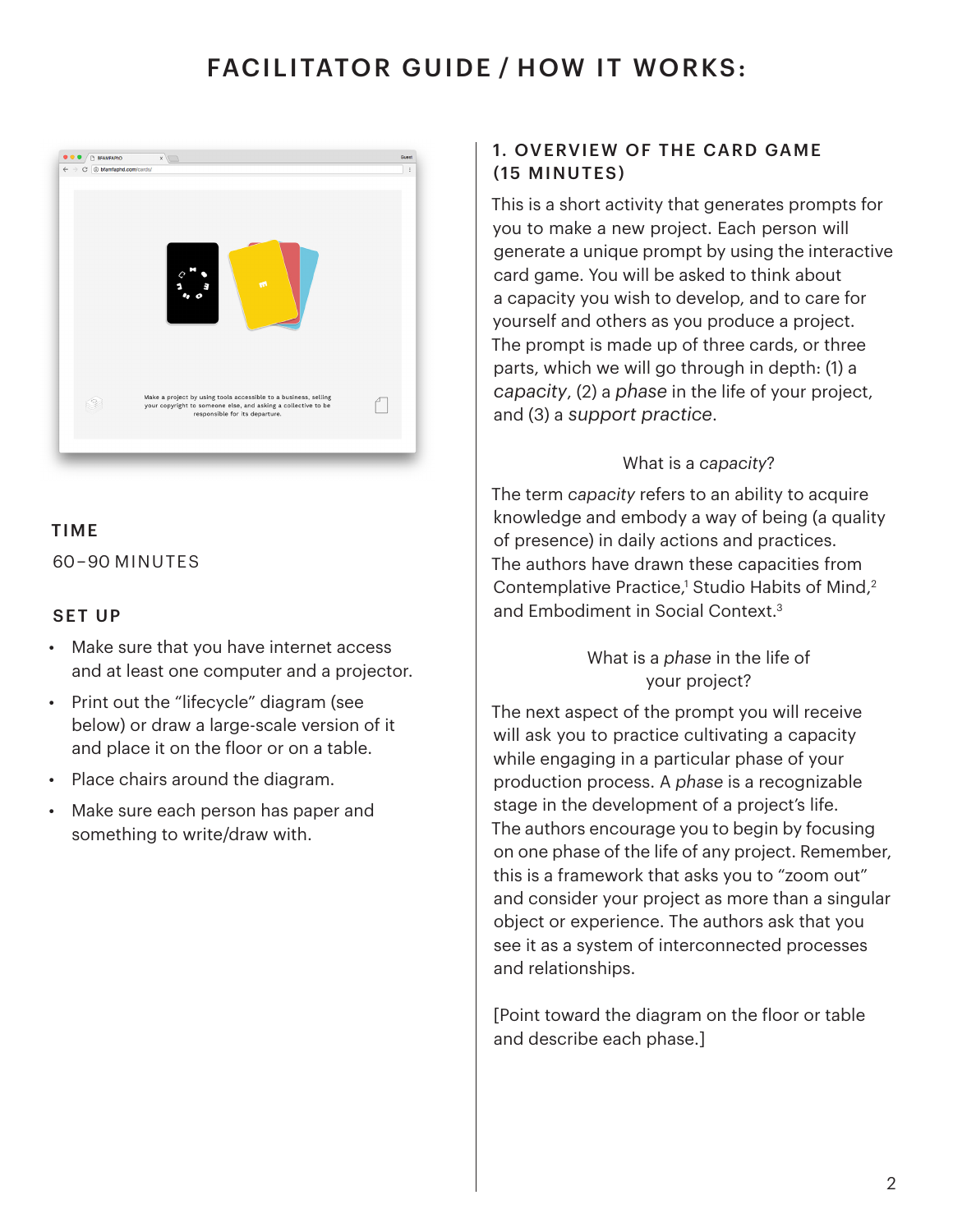# FACILITATOR GUIDE / HOW IT WORKS:

### TIME

60–90 MINUTES

### SET UP

- Make sure that you have internet access and at least one computer and a projector.
- Print out the "lifecycle" diagram (see below) or draw a large-scale version of it and place it on the floor or on a table.
- Place chairs around the diagram.
- Make sure each person has paper and something to write/draw with.

## 1. OVERVIEW OF THE CARD GAME (15 MINUTES)

This is a short activity that generates prompts for you to make a new project. Each person will generate a unique prompt by using the interactive card game. You will be asked to think about a capacity you wish to develop, and to care for yourself and others as you produce a project. The prompt is made up of three cards, or three parts, which we will go through in depth: (1) a *capacity*, (2) a *phase* in the life of your project, and (3) a *support practice*.

What is a *capacity*?

The term *capacity* refers to an ability to acquire knowledge and embody a way of being (a quality of presence) in daily actions and practices. The authors have drawn these capacities from Contemplative Practice,[1] Studio Habits of Mind,[2] and Embodiment in Social Context.[3]

What is a *phase* in the life of your project?

The next aspect of the prompt you will receive will ask you to practice cultivating a capacity while engaging in a particular phase of your production process. A *phase* is a recognizable stage in the development of a project's life. The authors encourage you to begin by focusing on one phase of the life of any project. Remember, this is a framework that asks you to "zoom out" and consider your project as more than a singular object or experience. The authors ask that you see it as a system of interconnected processes and relationships.

[Point toward the diagram on the floor or table and describe each phase.]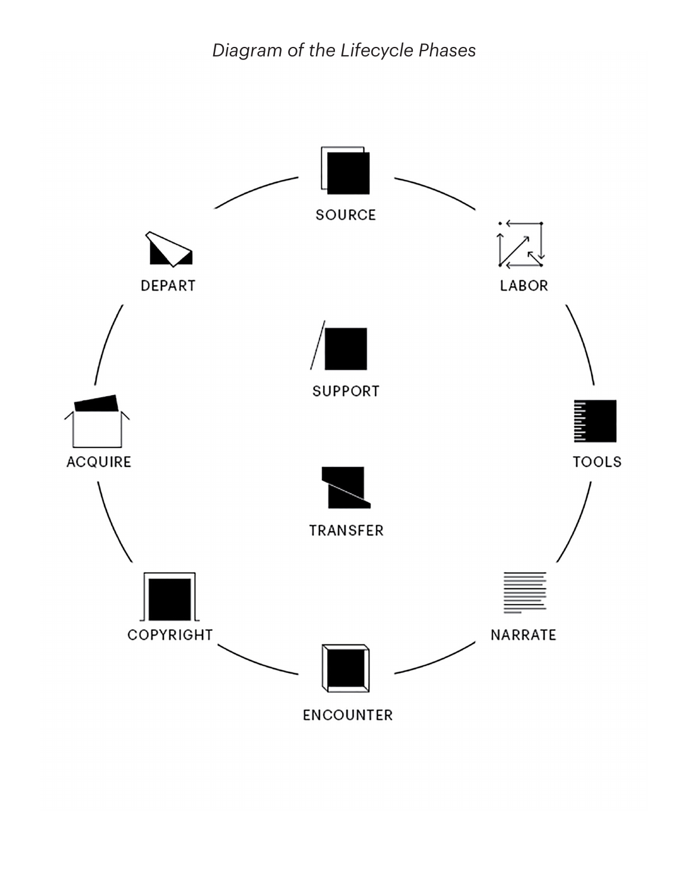*Diagram of the Lifecycle Phases*

SOURCE

LABOR

TOOLS

NARRATE

ENCOUNTER

COPYRIGHT

ACQUIRE

DEPART

SUPPORT

TRANSFER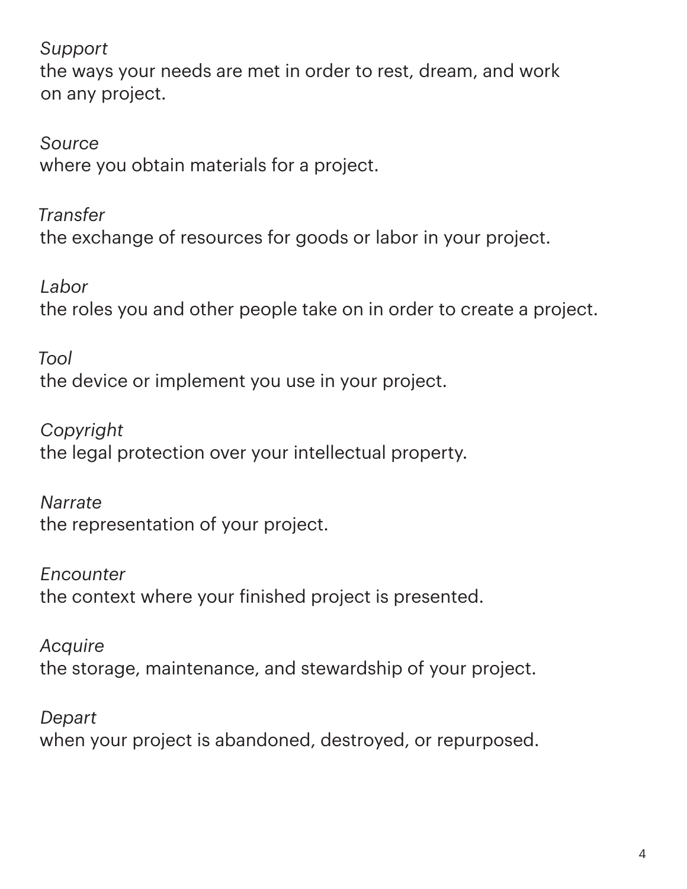*Support*
the ways your needs are met in order to rest, dream, and work on any project.

*Source*
where you obtain materials for a project.

*Transfer*
the exchange of resources for goods or labor in your project.

*Labor*
the roles you and other people take on in order to create a project.

*Tool*
the device or implement you use in your project.

*Copyright*
the legal protection over your intellectual property.

*Narrate*
the representation of your project.

*Encounter*
the context where your finished project is presented.

*Acquire*
the storage, maintenance, and stewardship of your project.

*Depart*
when your project is abandoned, destroyed, or repurposed.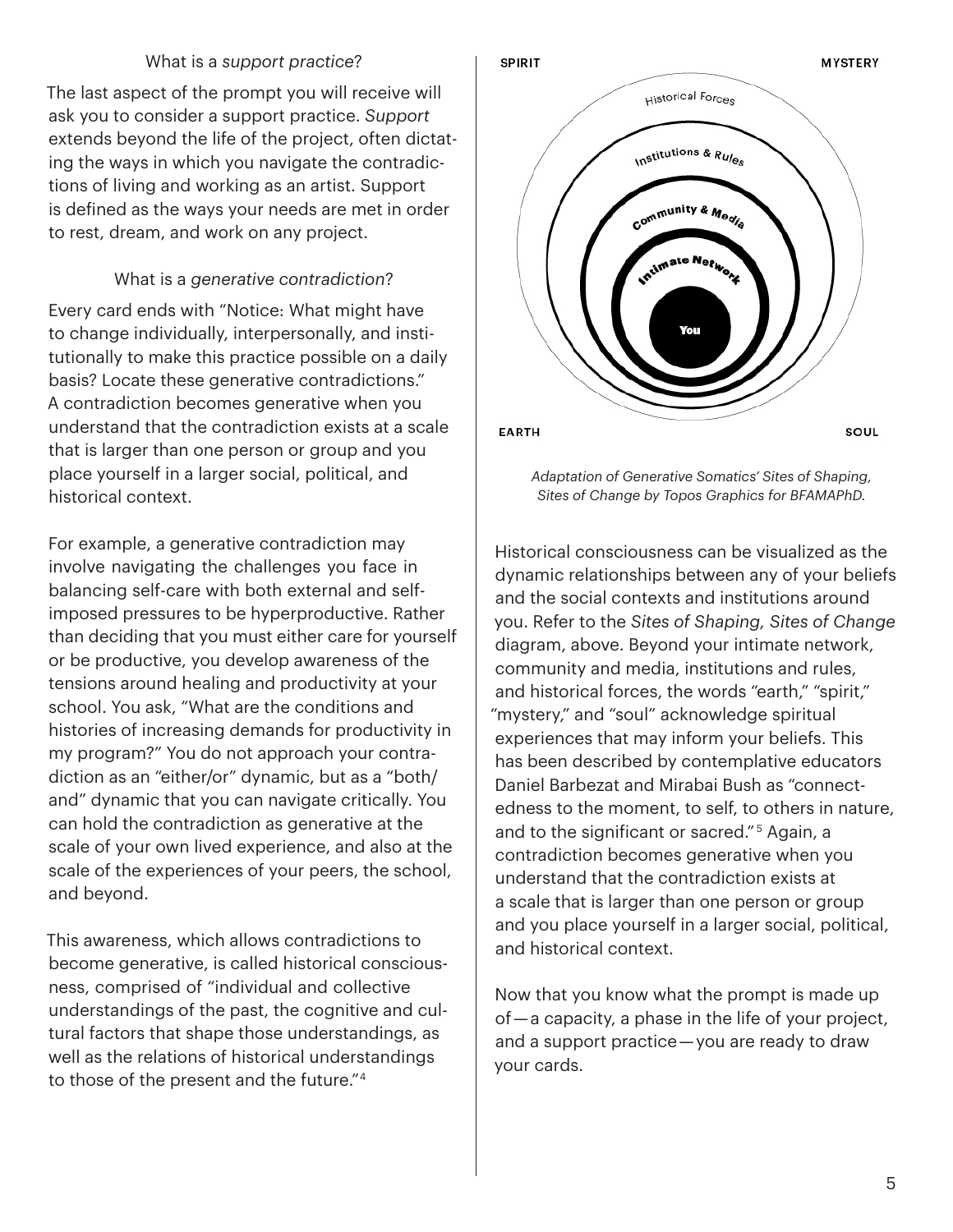### What is a *support practice*?

The last aspect of the prompt you will receive will ask you to consider a support practice. *Support* extends beyond the life of the project, often dictating the ways in which you navigate the contradictions of living and working as an artist. Support is defined as the ways your needs are met in order to rest, dream, and work on any project.

### What is a *generative contradiction*?

Every card ends with "Notice: What might have to change individually, interpersonally, and institutionally to make this practice possible on a daily basis? Locate these generative contradictions." A contradiction becomes generative when you understand that the contradiction exists at a scale that is larger than one person or group and you place yourself in a larger social, political, and historical context.

For example, a generative contradiction may involve navigating the challenges you face in balancing self-care with both external and self-imposed pressures to be hyperproductive. Rather than deciding that you must either care for yourself or be productive, you develop awareness of the tensions around healing and productivity at your school. You ask, "What are the conditions and histories of increasing demands for productivity in my program?" You do not approach your contradiction as an "either/or" dynamic, but as a "both/and" dynamic that you can navigate critically. You can hold the contradiction as generative at the scale of your own lived experience, and also at the scale of the experiences of your peers, the school, and beyond.

This awareness, which allows contradictions to become generative, is called historical consciousness, comprised of "individual and collective understandings of the past, the cognitive and cultural factors that shape those understandings, as well as the relations of historical understandings to those of the present and the future."[4]

SPIRIT MYSTERY

Historical Forces

Institutions & Rules

Community & Media

Intimate Network

You

EARTH SOUL

*Adaptation of Generative Somatics' Sites of Shaping, Sites of Change by Topos Graphics for BFAMAPhD.*

Historical consciousness can be visualized as the dynamic relationships between any of your beliefs and the social contexts and institutions around you. Refer to the *Sites of Shaping, Sites of Change* diagram, above. Beyond your intimate network, community and media, institutions and rules, and historical forces, the words "earth," "spirit," "mystery," and "soul" acknowledge spiritual experiences that may inform your beliefs. This has been described by contemplative educators Daniel Barbezat and Mirabai Bush as "connectedness to the moment, to self, to others in nature, and to the significant or sacred."[5] Again, a contradiction becomes generative when you understand that the contradiction exists at a scale that is larger than one person or group and you place yourself in a larger social, political, and historical context.

Now that you know what the prompt is made up of — a capacity, a phase in the life of your project, and a support practice — you are ready to draw your cards.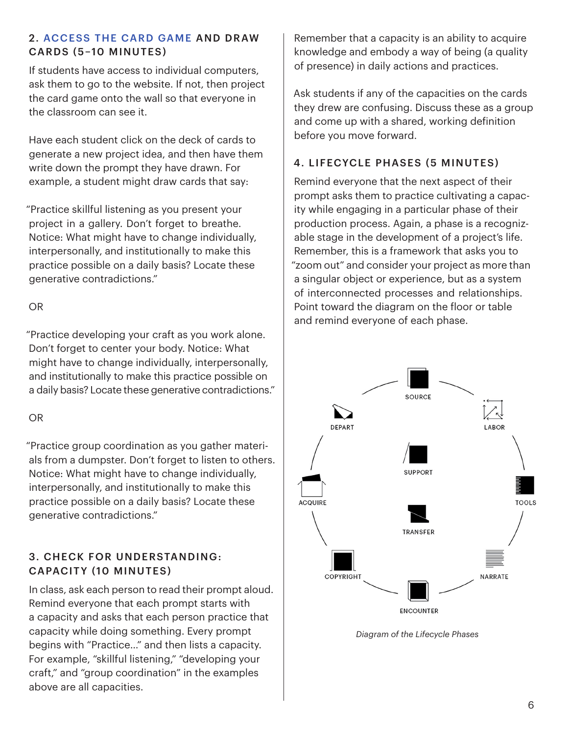## 2. ACCESS THE CARD GAME AND DRAW CARDS (5–10 MINUTES)

If students have access to individual computers, ask them to go to the website. If not, then project the card game onto the wall so that everyone in the classroom can see it.

Have each student click on the deck of cards to generate a new project idea, and then have them write down the prompt they have drawn. For example, a student might draw cards that say:

"Practice skillful listening as you present your project in a gallery. Don't forget to breathe. Notice: What might have to change individually, interpersonally, and institutionally to make this practice possible on a daily basis? Locate these generative contradictions."

OR

"Practice developing your craft as you work alone. Don't forget to center your body. Notice: What might have to change individually, interpersonally, and institutionally to make this practice possible on a daily basis? Locate these generative contradictions."

OR

"Practice group coordination as you gather materials from a dumpster. Don't forget to listen to others. Notice: What might have to change individually, interpersonally, and institutionally to make this practice possible on a daily basis? Locate these generative contradictions."

## 3. CHECK FOR UNDERSTANDING: CAPACITY (10 MINUTES)

In class, ask each person to read their prompt aloud. Remind everyone that each prompt starts with a capacity and asks that each person practice that capacity while doing something. Every prompt begins with "Practice..." and then lists a capacity. For example, "skillful listening," "developing your craft," and "group coordination" in the examples above are all capacities.

Remember that a capacity is an ability to acquire knowledge and embody a way of being (a quality of presence) in daily actions and practices.

Ask students if any of the capacities on the cards they drew are confusing. Discuss these as a group and come up with a shared, working definition before you move forward.

## 4. LIFECYCLE PHASES (5 MINUTES)

Remind everyone that the next aspect of their prompt asks them to practice cultivating a capacity while engaging in a particular phase of their production process. Again, a phase is a recognizable stage in the development of a project's life. Remember, this is a framework that asks you to "zoom out" and consider your project as more than a singular object or experience, but as a system of interconnected processes and relationships. Point toward the diagram on the floor or table and remind everyone of each phase.

SOURCE
LABOR
TOOLS
NARRATE
ENCOUNTER
COPYRIGHT
ACQUIRE
DEPART
SUPPORT
TRANSFER

*Diagram of the Lifecycle Phases*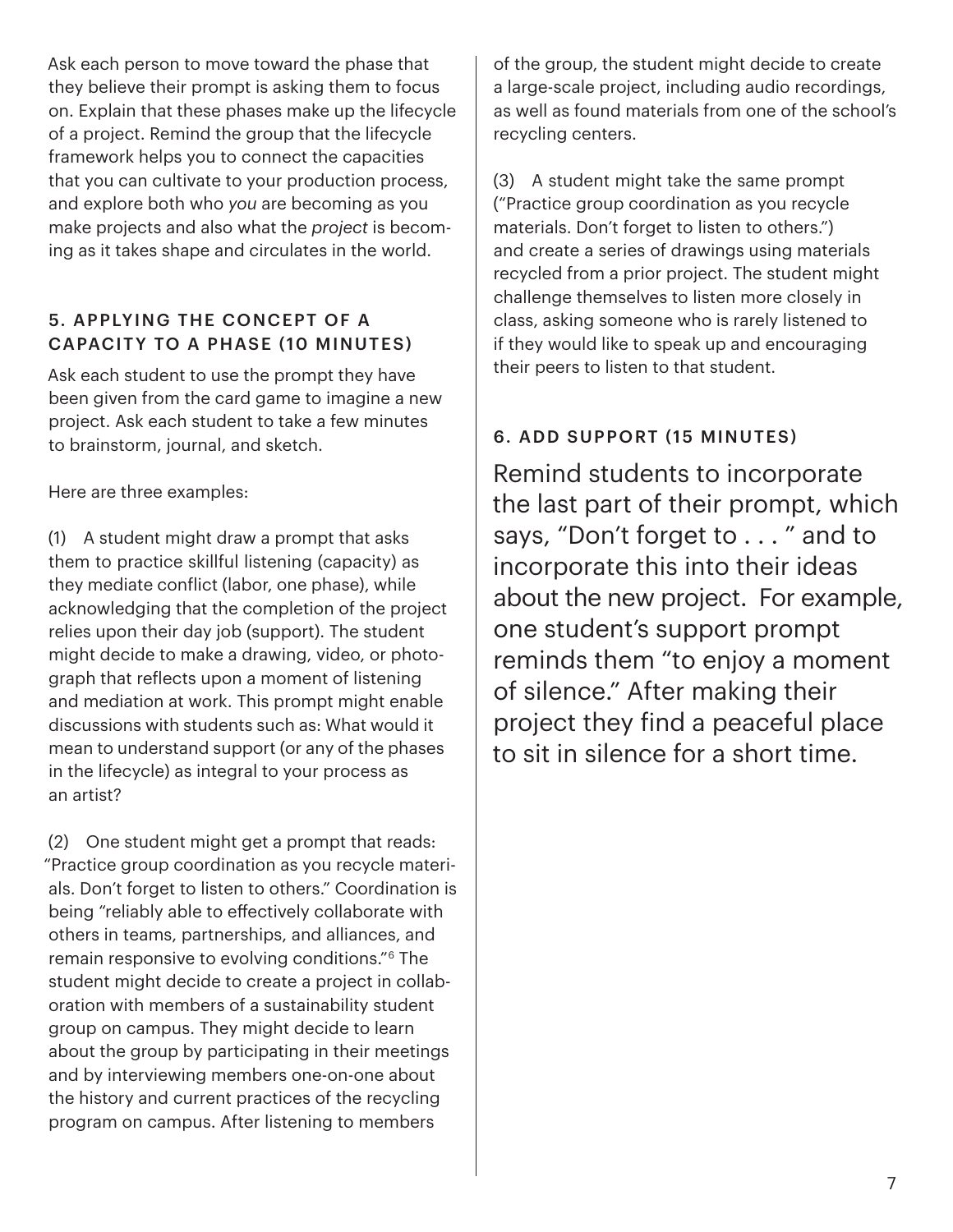Ask each person to move toward the phase that they believe their prompt is asking them to focus on. Explain that these phases make up the lifecycle of a project. Remind the group that the lifecycle framework helps you to connect the capacities that you can cultivate to your production process, and explore both who *you* are becoming as you make projects and also what the *project* is becoming as it takes shape and circulates in the world.

### 5. APPLYING THE CONCEPT OF A CAPACITY TO A PHASE (10 MINUTES)

Ask each student to use the prompt they have been given from the card game to imagine a new project. Ask each student to take a few minutes to brainstorm, journal, and sketch.

Here are three examples:

(1) A student might draw a prompt that asks them to practice skillful listening (capacity) as they mediate conflict (labor, one phase), while acknowledging that the completion of the project relies upon their day job (support). The student might decide to make a drawing, video, or photograph that reflects upon a moment of listening and mediation at work. This prompt might enable discussions with students such as: What would it mean to understand support (or any of the phases in the lifecycle) as integral to your process as an artist?

(2) One student might get a prompt that reads: "Practice group coordination as you recycle materials. Don't forget to listen to others." Coordination is being "reliably able to effectively collaborate with others in teams, partnerships, and alliances, and remain responsive to evolving conditions."[6] The student might decide to create a project in collaboration with members of a sustainability student group on campus. They might decide to learn about the group by participating in their meetings and by interviewing members one-on-one about the history and current practices of the recycling program on campus. After listening to members of the group, the student might decide to create a large-scale project, including audio recordings, as well as found materials from one of the school's recycling centers.

(3) A student might take the same prompt ("Practice group coordination as you recycle materials. Don't forget to listen to others.") and create a series of drawings using materials recycled from a prior project. The student might challenge themselves to listen more closely in class, asking someone who is rarely listened to if they would like to speak up and encouraging their peers to listen to that student.

### 6. ADD SUPPORT (15 MINUTES)

Remind students to incorporate the last part of their prompt, which says, "Don't forget to . . . " and to incorporate this into their ideas about the new project. For example, one student's support prompt reminds them "to enjoy a moment of silence." After making their project they find a peaceful place to sit in silence for a short time.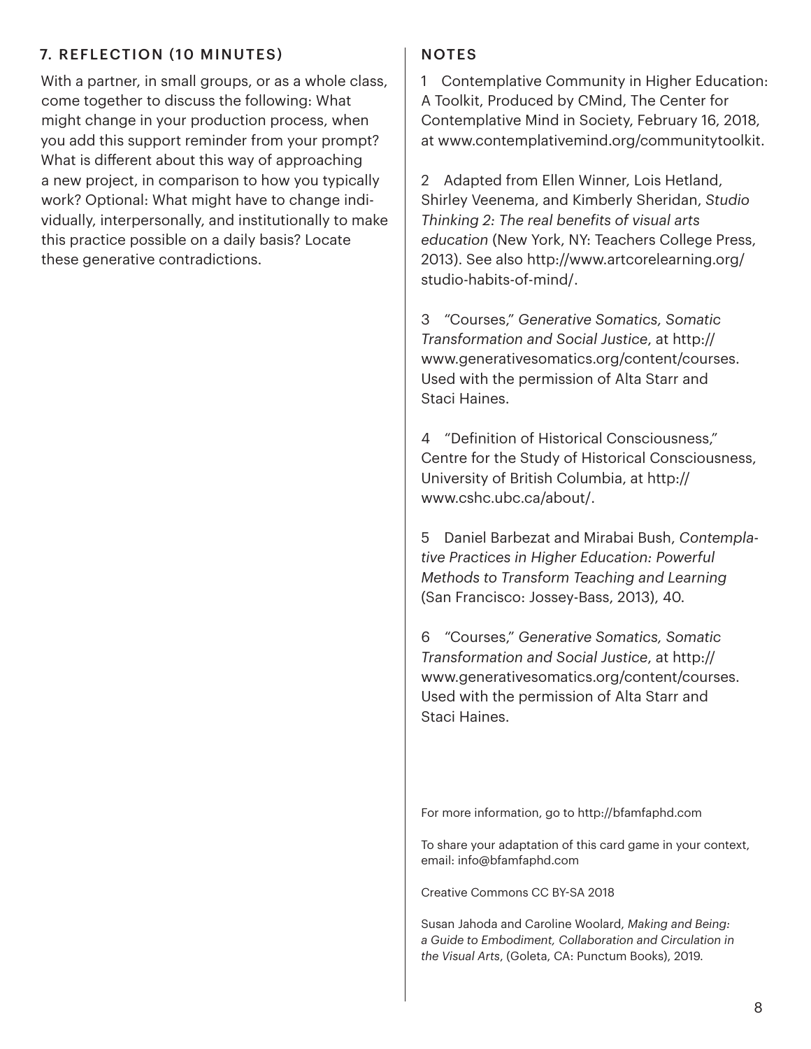## 7. REFLECTION (10 MINUTES)

With a partner, in small groups, or as a whole class, come together to discuss the following: What might change in your production process, when you add this support reminder from your prompt? What is different about this way of approaching a new project, in comparison to how you typically work? Optional: What might have to change individually, interpersonally, and institutionally to make this practice possible on a daily basis? Locate these generative contradictions.

## NOTES

1 Contemplative Community in Higher Education: A Toolkit, Produced by CMind, The Center for Contemplative Mind in Society, February 16, 2018, at www.contemplativemind.org/communitytoolkit.

2 Adapted from Ellen Winner, Lois Hetland, Shirley Veenema, and Kimberly Sheridan, *Studio Thinking 2: The real benefits of visual arts education* (New York, NY: Teachers College Press, 2013). See also http://www.artcorelearning.org/studio-habits-of-mind/.

3 "Courses," *Generative Somatics, Somatic Transformation and Social Justice*, at http://www.generativesomatics.org/content/courses. Used with the permission of Alta Starr and Staci Haines.

4 "Definition of Historical Consciousness," Centre for the Study of Historical Consciousness, University of British Columbia, at http://www.cshc.ubc.ca/about/.

5 Daniel Barbezat and Mirabai Bush, *Contemplative Practices in Higher Education: Powerful Methods to Transform Teaching and Learning* (San Francisco: Jossey-Bass, 2013), 40.

6 "Courses," *Generative Somatics, Somatic Transformation and Social Justice*, at http://www.generativesomatics.org/content/courses. Used with the permission of Alta Starr and Staci Haines.

For more information, go to http://bfamfaphd.com

To share your adaptation of this card game in your context, email: info@bfamfaphd.com

Creative Commons CC BY-SA 2018

Susan Jahoda and Caroline Woolard, *Making and Being: a Guide to Embodiment, Collaboration and Circulation in the Visual Arts*, (Goleta, CA: Punctum Books), 2019.